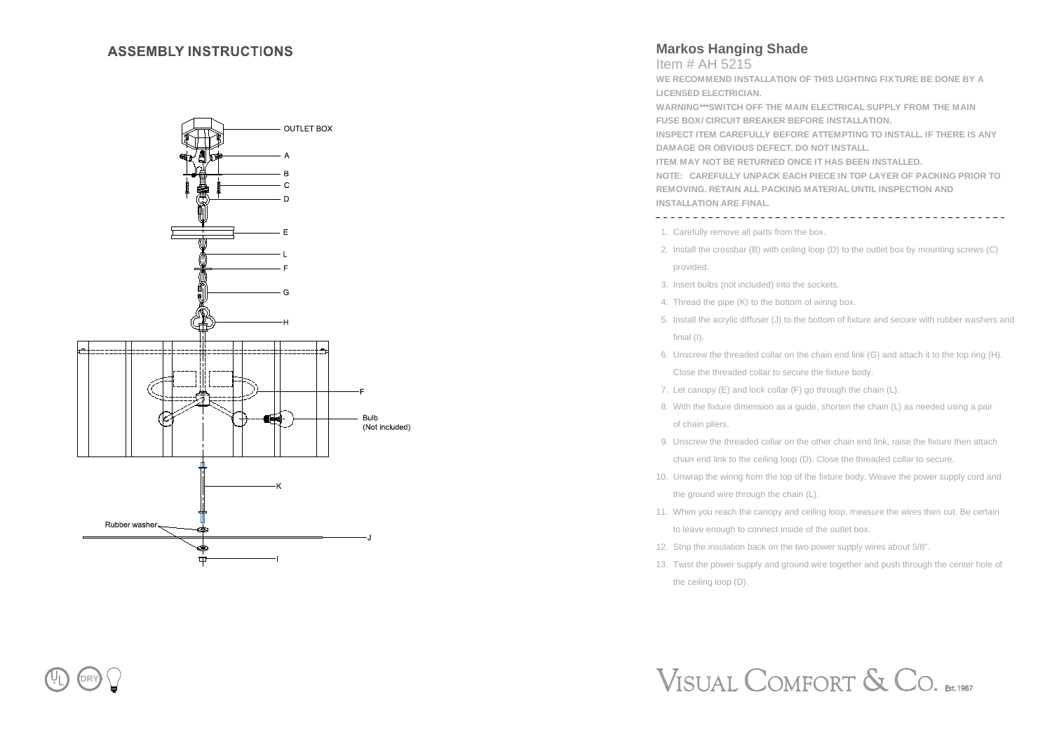# ASSEMBLY INSTRUCTIONS

OUTLET BOX

A

B

C

D

E

L

F

G

H

F

Bulb (Not included)

K

Rubber washer

J

I

## Markos Hanging Shade

Item # AH 5215

**WE RECOMMEND INSTALLATION OF THIS LIGHTING FIXTURE BE DONE BY A LICENSED ELECTRICIAN.**

**WARNING***SWITCH OFF THE MAIN ELECTRICAL SUPPLY FROM THE MAIN FUSE BOX/ CIRCUIT BREAKER BEFORE INSTALLATION.**

**INSPECT ITEM CAREFULLY BEFORE ATTEMPTING TO INSTALL. IF THERE IS ANY DAMAGE OR OBVIOUS DEFECT. DO NOT INSTALL.**

**ITEM MAY NOT BE RETURNED ONCE IT HAS BEEN INSTALLED.**

**NOTE: CAREFULLY UNPACK EACH PIECE IN TOP LAYER OF PACKING PRIOR TO REMOVING. RETAIN ALL PACKING MATERIAL UNTIL INSPECTION AND INSTALLATION ARE FINAL.**

---

1. Carefully remove all parts from the box.
2. Install the crossbar (B) with ceiling loop (D) to the outlet box by mounting screws (C) provided.
3. Insert bulbs (not included) into the sockets.
4. Thread the pipe (K) to the bottom of wiring box.
5. Install the acrylic diffuser (J) to the bottom of fixture and secure with rubber washers and finial (I).
6. Unscrew the threaded collar on the chain end link (G) and attach it to the top ring (H). Close the threaded collar to secure the fixture body.
7. Let canopy (E) and lock collar (F) go through the chain (L).
8. With the fixture dimension as a guide, shorten the chain (L) as needed using a pair of chain pliers.
9. Unscrew the threaded collar on the other chain end link, raise the fixture then attach chain end link to the ceiling loop (D). Close the threaded collar to secure.
10. Unwrap the wiring from the top of the fixture body. Weave the power supply cord and the ground wire through the chain (L).
11. When you reach the canopy and ceiling loop, measure the wires then cut. Be certain to leave enough to connect inside of the outlet box.
12. Strip the insulation back on the two power supply wires about 5/8".
13. Twist the power supply and ground wire together and push through the center hole of the ceiling loop (D).

DRY

VISUAL COMFORT & CO. Est. 1987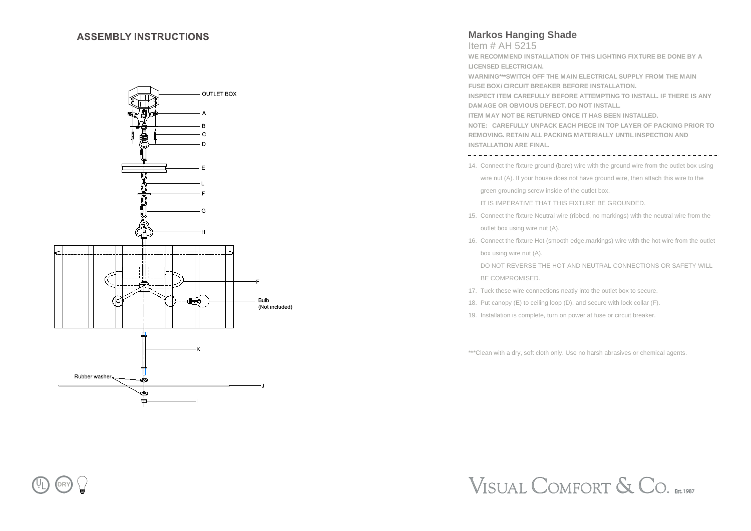## ASSEMBLY INSTRUCTIONS

OUTLET BOX

A

B

C

D

E

L

F

G

H

F

Bulb
(Not included)

K

Rubber washer

J

I

# Markos Hanging Shade

Item # AH 5215

**WE RECOMMEND INSTALLATION OF THIS LIGHTING FIXTURE BE DONE BY A LICENSED ELECTRICIAN.**

**WARNING\*\*\*SWITCH OFF THE MAIN ELECTRICAL SUPPLY FROM THE MAIN FUSE BOX/ CIRCUIT BREAKER BEFORE INSTALLATION.**

**INSPECT ITEM CAREFULLY BEFORE ATTEMPTING TO INSTALL. IF THERE IS ANY DAMAGE OR OBVIOUS DEFECT. DO NOT INSTALL.**

**ITEM MAY NOT BE RETURNED ONCE IT HAS BEEN INSTALLED.**

**NOTE: CAREFULLY UNPACK EACH PIECE IN TOP LAYER OF PACKING PRIOR TO REMOVING. RETAIN ALL PACKING MATERIALLY UNTIL INSPECTION AND INSTALLATION ARE FINAL.**

---

14. Connect the fixture ground (bare) wire with the ground wire from the outlet box using wire nut (A). If your house does not have ground wire, then attach this wire to the green grounding screw inside of the outlet box.

    IT IS IMPERATIVE THAT THIS FIXTURE BE GROUNDED.

15. Connect the fixture Neutral wire (ribbed, no markings) with the neutral wire from the outlet box using wire nut (A).
16. Connect the fixture Hot (smooth edge,markings) wire with the hot wire from the outlet box using wire nut (A).

    DO NOT REVERSE THE HOT AND NEUTRAL CONNECTIONS OR SAFETY WILL BE COMPROMISED.

17. Tuck these wire connections neatly into the outlet box to secure.
18. Put canopy (E) to ceiling loop (D), and secure with lock collar (F).
19. Installation is complete, turn on power at fuse or circuit breaker.

\*\*\*Clean with a dry, soft cloth only. Use no harsh abrasives or chemical agents.

UL DRY

VISUAL COMFORT & CO. Est. 1987